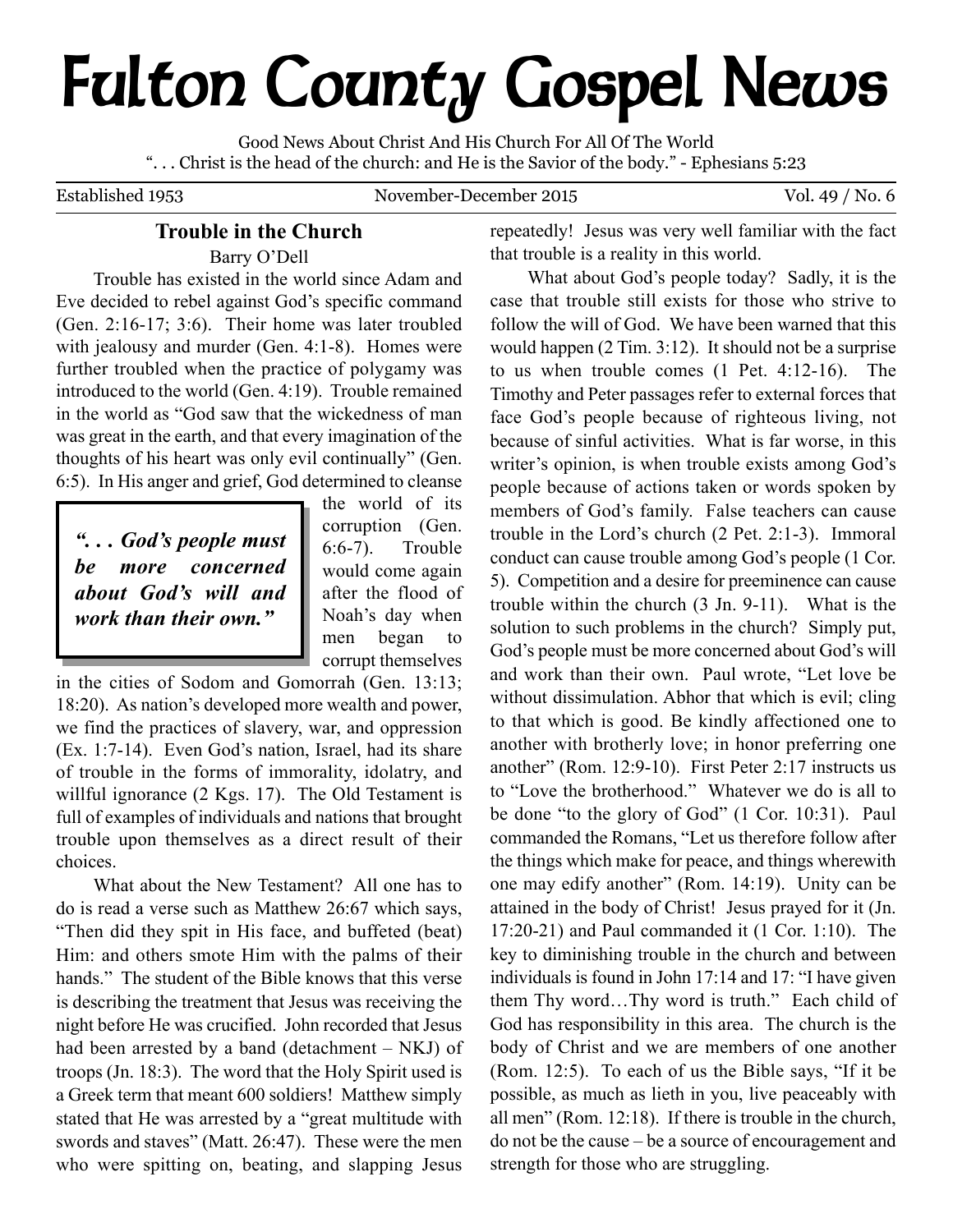# Fulton County Gospel News

Good News About Christ And His Church For All Of The World
". . . Christ is the head of the church: and He is the Savior of the body." - Ephesians 5:23

Established 1953 | November-December 2015 | Vol. 49 / No. 6

## Trouble in the Church

Barry O'Dell

Trouble has existed in the world since Adam and Eve decided to rebel against God's specific command (Gen. 2:16-17; 3:6). Their home was later troubled with jealousy and murder (Gen. 4:1-8). Homes were further troubled when the practice of polygamy was introduced to the world (Gen. 4:19). Trouble remained in the world as "God saw that the wickedness of man was great in the earth, and that every imagination of the thoughts of his heart was only evil continually" (Gen. 6:5). In His anger and grief, God determined to cleanse the world of its corruption (Gen. 6:6-7). Trouble would come again after the flood of Noah's day when men began to corrupt themselves in the cities of Sodom and Gomorrah (Gen. 13:13; 18:20). As nation's developed more wealth and power, we find the practices of slavery, war, and oppression (Ex. 1:7-14). Even God's nation, Israel, had its share of trouble in the forms of immorality, idolatry, and willful ignorance (2 Kgs. 17). The Old Testament is full of examples of individuals and nations that brought trouble upon themselves as a direct result of their choices.

> ***". . . God's people must be more concerned about God's will and work than their own."***

What about the New Testament? All one has to do is read a verse such as Matthew 26:67 which says, "Then did they spit in His face, and buffeted (beat) Him: and others smote Him with the palms of their hands." The student of the Bible knows that this verse is describing the treatment that Jesus was receiving the night before He was crucified. John recorded that Jesus had been arrested by a band (detachment – NKJ) of troops (Jn. 18:3). The word that the Holy Spirit used is a Greek term that meant 600 soldiers! Matthew simply stated that He was arrested by a "great multitude with swords and staves" (Matt. 26:47). These were the men who were spitting on, beating, and slapping Jesus repeatedly! Jesus was very well familiar with the fact that trouble is a reality in this world.

What about God's people today? Sadly, it is the case that trouble still exists for those who strive to follow the will of God. We have been warned that this would happen (2 Tim. 3:12). It should not be a surprise to us when trouble comes (1 Pet. 4:12-16). The Timothy and Peter passages refer to external forces that face God's people because of righteous living, not because of sinful activities. What is far worse, in this writer's opinion, is when trouble exists among God's people because of actions taken or words spoken by members of God's family. False teachers can cause trouble in the Lord's church (2 Pet. 2:1-3). Immoral conduct can cause trouble among God's people (1 Cor. 5). Competition and a desire for preeminence can cause trouble within the church (3 Jn. 9-11). What is the solution to such problems in the church? Simply put, God's people must be more concerned about God's will and work than their own. Paul wrote, "Let love be without dissimulation. Abhor that which is evil; cling to that which is good. Be kindly affectioned one to another with brotherly love; in honor preferring one another" (Rom. 12:9-10). First Peter 2:17 instructs us to "Love the brotherhood." Whatever we do is all to be done "to the glory of God" (1 Cor. 10:31). Paul commanded the Romans, "Let us therefore follow after the things which make for peace, and things wherewith one may edify another" (Rom. 14:19). Unity can be attained in the body of Christ! Jesus prayed for it (Jn. 17:20-21) and Paul commanded it (1 Cor. 1:10). The key to diminishing trouble in the church and between individuals is found in John 17:14 and 17: "I have given them Thy word…Thy word is truth." Each child of God has responsibility in this area. The church is the body of Christ and we are members of one another (Rom. 12:5). To each of us the Bible says, "If it be possible, as much as lieth in you, live peaceably with all men" (Rom. 12:18). If there is trouble in the church, do not be the cause – be a source of encouragement and strength for those who are struggling.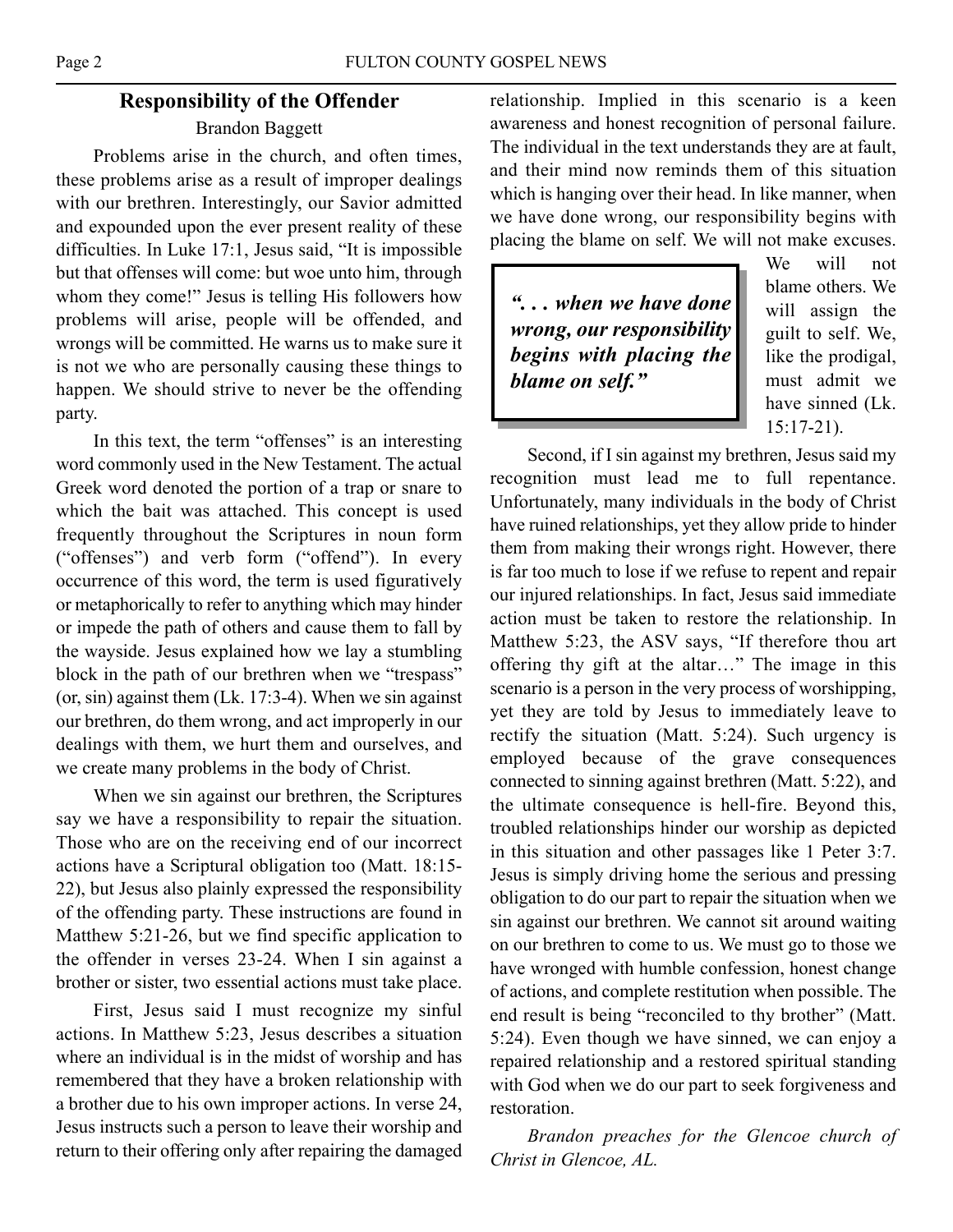## Responsibility of the Offender

Brandon Baggett

Problems arise in the church, and often times, these problems arise as a result of improper dealings with our brethren. Interestingly, our Savior admitted and expounded upon the ever present reality of these difficulties. In Luke 17:1, Jesus said, "It is impossible but that offenses will come: but woe unto him, through whom they come!" Jesus is telling His followers how problems will arise, people will be offended, and wrongs will be committed. He warns us to make sure it is not we who are personally causing these things to happen. We should strive to never be the offending party.

In this text, the term "offenses" is an interesting word commonly used in the New Testament. The actual Greek word denoted the portion of a trap or snare to which the bait was attached. This concept is used frequently throughout the Scriptures in noun form ("offenses") and verb form ("offend"). In every occurrence of this word, the term is used figuratively or metaphorically to refer to anything which may hinder or impede the path of others and cause them to fall by the wayside. Jesus explained how we lay a stumbling block in the path of our brethren when we "trespass" (or, sin) against them (Lk. 17:3-4). When we sin against our brethren, do them wrong, and act improperly in our dealings with them, we hurt them and ourselves, and we create many problems in the body of Christ.

When we sin against our brethren, the Scriptures say we have a responsibility to repair the situation. Those who are on the receiving end of our incorrect actions have a Scriptural obligation too (Matt. 18:15-22), but Jesus also plainly expressed the responsibility of the offending party. These instructions are found in Matthew 5:21-26, but we find specific application to the offender in verses 23-24. When I sin against a brother or sister, two essential actions must take place.

First, Jesus said I must recognize my sinful actions. In Matthew 5:23, Jesus describes a situation where an individual is in the midst of worship and has remembered that they have a broken relationship with a brother due to his own improper actions. In verse 24, Jesus instructs such a person to leave their worship and return to their offering only after repairing the damaged relationship. Implied in this scenario is a keen awareness and honest recognition of personal failure. The individual in the text understands they are at fault, and their mind now reminds them of this situation which is hanging over their head. In like manner, when we have done wrong, our responsibility begins with placing the blame on self. We will not make excuses. We will not blame others. We will assign the guilt to self. We, like the prodigal, must admit we have sinned (Lk. 15:17-21).

> ***". . . when we have done wrong, our responsibility begins with placing the blame on self."***

Second, if I sin against my brethren, Jesus said my recognition must lead me to full repentance. Unfortunately, many individuals in the body of Christ have ruined relationships, yet they allow pride to hinder them from making their wrongs right. However, there is far too much to lose if we refuse to repent and repair our injured relationships. In fact, Jesus said immediate action must be taken to restore the relationship. In Matthew 5:23, the ASV says, "If therefore thou art offering thy gift at the altar…" The image in this scenario is a person in the very process of worshipping, yet they are told by Jesus to immediately leave to rectify the situation (Matt. 5:24). Such urgency is employed because of the grave consequences connected to sinning against brethren (Matt. 5:22), and the ultimate consequence is hell-fire. Beyond this, troubled relationships hinder our worship as depicted in this situation and other passages like 1 Peter 3:7. Jesus is simply driving home the serious and pressing obligation to do our part to repair the situation when we sin against our brethren. We cannot sit around waiting on our brethren to come to us. We must go to those we have wronged with humble confession, honest change of actions, and complete restitution when possible. The end result is being "reconciled to thy brother" (Matt. 5:24). Even though we have sinned, we can enjoy a repaired relationship and a restored spiritual standing with God when we do our part to seek forgiveness and restoration.

*Brandon preaches for the Glencoe church of Christ in Glencoe, AL.*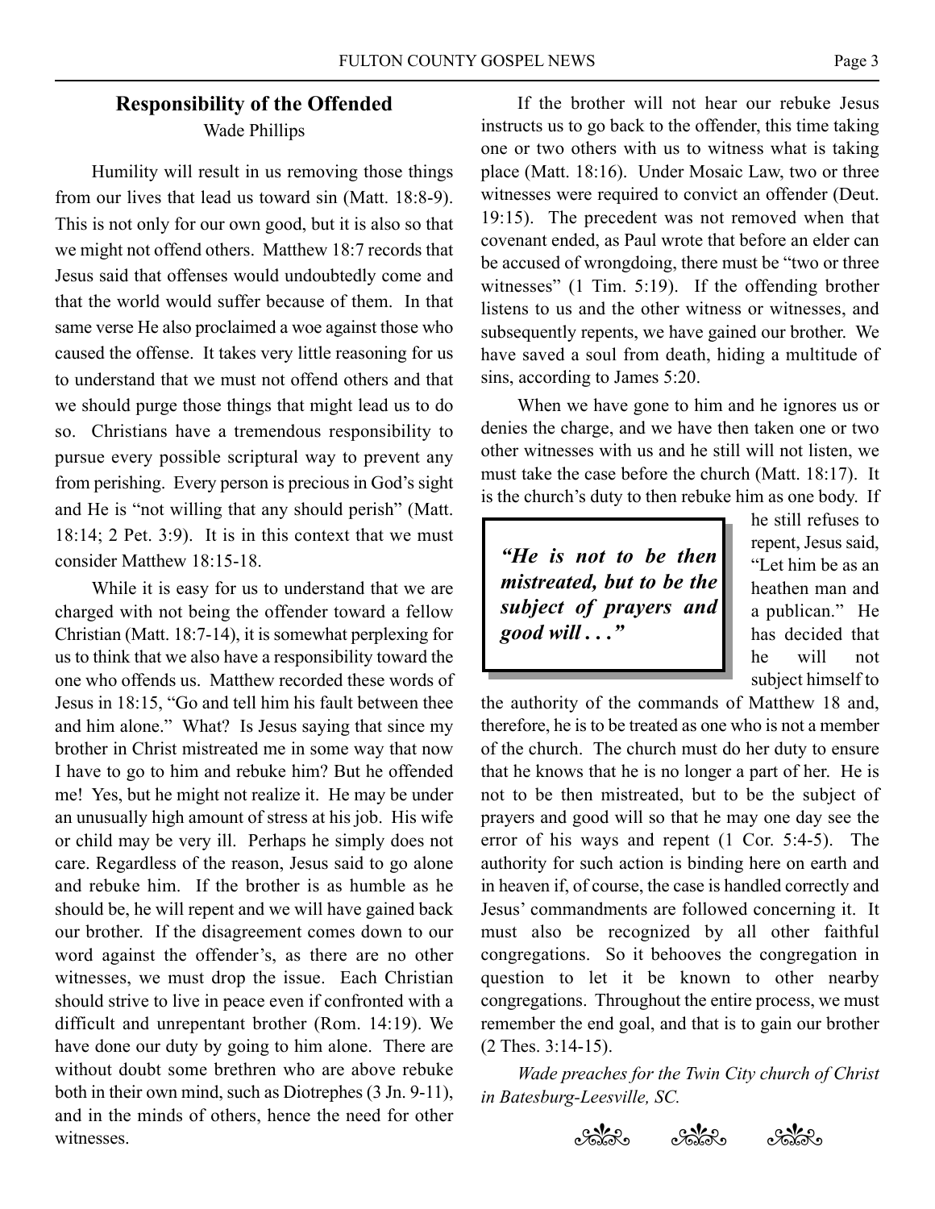## Responsibility of the Offended

Wade Phillips

Humility will result in us removing those things from our lives that lead us toward sin (Matt. 18:8-9). This is not only for our own good, but it is also so that we might not offend others. Matthew 18:7 records that Jesus said that offenses would undoubtedly come and that the world would suffer because of them. In that same verse He also proclaimed a woe against those who caused the offense. It takes very little reasoning for us to understand that we must not offend others and that we should purge those things that might lead us to do so. Christians have a tremendous responsibility to pursue every possible scriptural way to prevent any from perishing. Every person is precious in God's sight and He is "not willing that any should perish" (Matt. 18:14; 2 Pet. 3:9). It is in this context that we must consider Matthew 18:15-18.

While it is easy for us to understand that we are charged with not being the offender toward a fellow Christian (Matt. 18:7-14), it is somewhat perplexing for us to think that we also have a responsibility toward the one who offends us. Matthew recorded these words of Jesus in 18:15, "Go and tell him his fault between thee and him alone." What? Is Jesus saying that since my brother in Christ mistreated me in some way that now I have to go to him and rebuke him? But he offended me! Yes, but he might not realize it. He may be under an unusually high amount of stress at his job. His wife or child may be very ill. Perhaps he simply does not care. Regardless of the reason, Jesus said to go alone and rebuke him. If the brother is as humble as he should be, he will repent and we will have gained back our brother. If the disagreement comes down to our word against the offender's, as there are no other witnesses, we must drop the issue. Each Christian should strive to live in peace even if confronted with a difficult and unrepentant brother (Rom. 14:19). We have done our duty by going to him alone. There are without doubt some brethren who are above rebuke both in their own mind, such as Diotrephes (3 Jn. 9-11), and in the minds of others, hence the need for other witnesses.

If the brother will not hear our rebuke Jesus instructs us to go back to the offender, this time taking one or two others with us to witness what is taking place (Matt. 18:16). Under Mosaic Law, two or three witnesses were required to convict an offender (Deut. 19:15). The precedent was not removed when that covenant ended, as Paul wrote that before an elder can be accused of wrongdoing, there must be "two or three witnesses" (1 Tim. 5:19). If the offending brother listens to us and the other witness or witnesses, and subsequently repents, we have gained our brother. We have saved a soul from death, hiding a multitude of sins, according to James 5:20.

When we have gone to him and he ignores us or denies the charge, and we have then taken one or two other witnesses with us and he still will not listen, we must take the case before the church (Matt. 18:17). It is the church's duty to then rebuke him as one body. If he still refuses to repent, Jesus said, "Let him be as an heathen man and a publican." He has decided that he will not subject himself to the authority of the commands of Matthew 18 and, therefore, he is to be treated as one who is not a member of the church. The church must do her duty to ensure that he knows that he is no longer a part of her. He is not to be then mistreated, but to be the subject of prayers and good will so that he may one day see the error of his ways and repent (1 Cor. 5:4-5). The authority for such action is binding here on earth and in heaven if, of course, the case is handled correctly and Jesus' commandments are followed concerning it. It must also be recognized by all other faithful congregations. So it behooves the congregation in question to let it be known to other nearby congregations. Throughout the entire process, we must remember the end goal, and that is to gain our brother (2 Thes. 3:14-15).

> ***"He is not to be then mistreated, but to be the subject of prayers and good will . . ."***

*Wade preaches for the Twin City church of Christ in Batesburg-Leesville, SC.*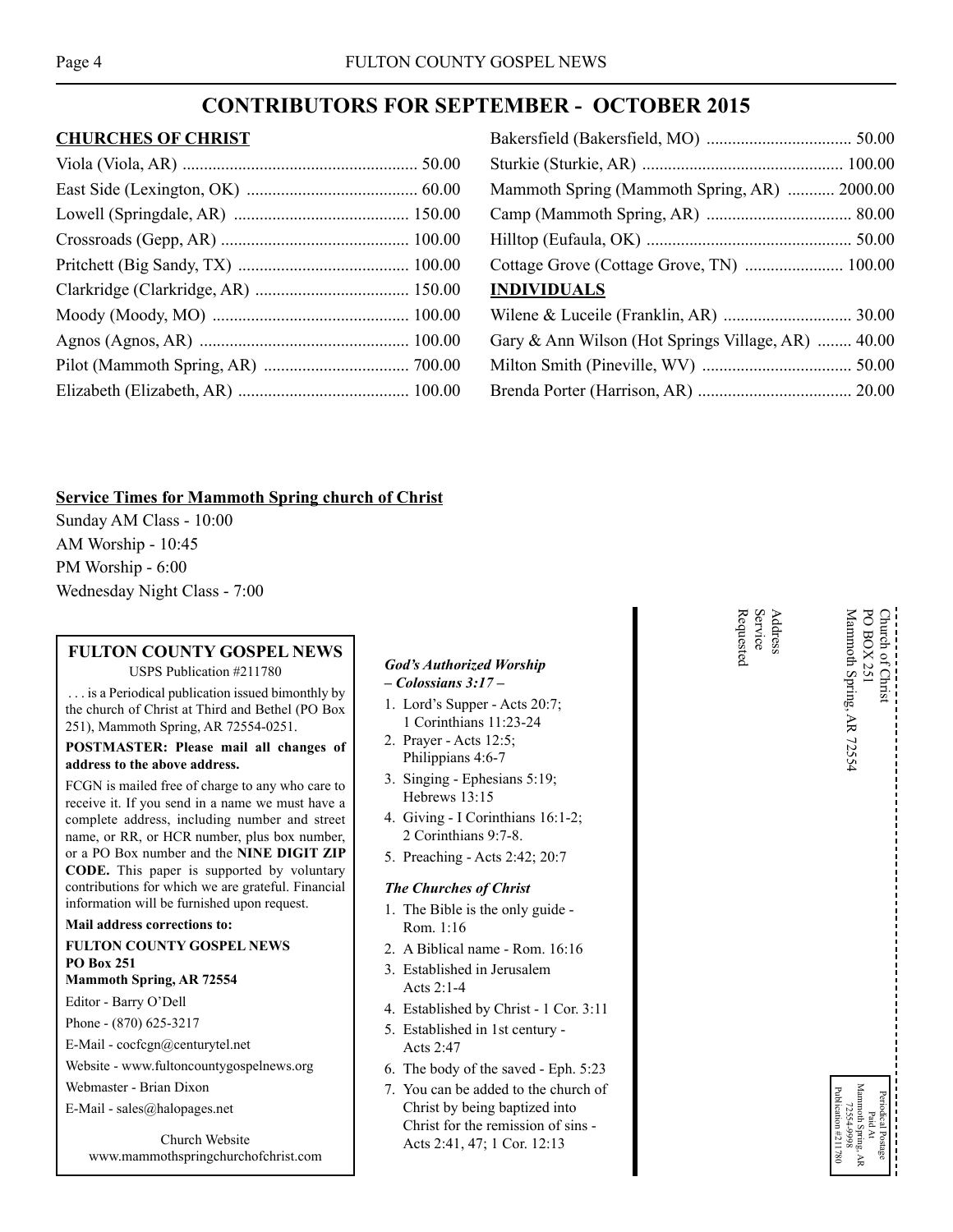## CONTRIBUTORS FOR SEPTEMBER - OCTOBER 2015

**CHURCHES OF CHRIST**

| | |
|---|---|
| Viola (Viola, AR) | 50.00 |
| East Side (Lexington, OK) | 60.00 |
| Lowell (Springdale, AR) | 150.00 |
| Crossroads (Gepp, AR) | 100.00 |
| Pritchett (Big Sandy, TX) | 100.00 |
| Clarkridge (Clarkridge, AR) | 150.00 |
| Moody (Moody, MO) | 100.00 |
| Agnos (Agnos, AR) | 100.00 |
| Pilot (Mammoth Spring, AR) | 700.00 |
| Elizabeth (Elizabeth, AR) | 100.00 |
| Bakersfield (Bakersfield, MO) | 50.00 |
| Sturkie (Sturkie, AR) | 100.00 |
| Mammoth Spring (Mammoth Spring, AR) | 2000.00 |
| Camp (Mammoth Spring, AR) | 80.00 |
| Hilltop (Eufaula, OK) | 50.00 |
| Cottage Grove (Cottage Grove, TN) | 100.00 |

**INDIVIDUALS**

| | |
|---|---|
| Wilene & Luceile (Franklin, AR) | 30.00 |
| Gary & Ann Wilson (Hot Springs Village, AR) | 40.00 |
| Milton Smith (Pineville, WV) | 50.00 |
| Brenda Porter (Harrison, AR) | 20.00 |

**Service Times for Mammoth Spring church of Christ**

Sunday AM Class - 10:00
AM Worship - 10:45
PM Worship - 6:00
Wednesday Night Class - 7:00

### FULTON COUNTY GOSPEL NEWS

USPS Publication #211780

. . . is a Periodical publication issued bimonthly by the church of Christ at Third and Bethel (PO Box 251), Mammoth Spring, AR 72554-0251.

**POSTMASTER: Please mail all changes of address to the above address.**

FCGN is mailed free of charge to any who care to receive it. If you send in a name we must have a complete address, including number and street name, or RR, or HCR number, plus box number, or a PO Box number and the **NINE DIGIT ZIP CODE.** This paper is supported by voluntary contributions for which we are grateful. Financial information will be furnished upon request.

**Mail address corrections to:**

**FULTON COUNTY GOSPEL NEWS**
**PO Box 251**
**Mammoth Spring, AR 72554**

Editor - Barry O'Dell
Phone - (870) 625-3217
E-Mail - cocfcgn@centurytel.net
Website - www.fultoncountygospelnews.org
Webmaster - Brian Dixon
E-Mail - sales@halopages.net

Church Website
www.mammothspringchurchofchrist.com

***God's Authorized Worship***
***– Colossians 3:17 –***

1. Lord's Supper - Acts 20:7; 1 Corinthians 11:23-24
2. Prayer - Acts 12:5; Philippians 4:6-7
3. Singing - Ephesians 5:19; Hebrews 13:15
4. Giving - I Corinthians 16:1-2; 2 Corinthians 9:7-8.
5. Preaching - Acts 2:42; 20:7

***The Churches of Christ***

1. The Bible is the only guide - Rom. 1:16
2. A Biblical name - Rom. 16:16
3. Established in Jerusalem Acts 2:1-4
4. Established by Christ - 1 Cor. 3:11
5. Established in 1st century - Acts 2:47
6. The body of the saved - Eph. 5:23
7. You can be added to the church of Christ by being baptized into Christ for the remission of sins - Acts 2:41, 47; 1 Cor. 12:13

Church of Christ
PO BOX 251
Mammoth Spring, AR 72554

Address
Service
Requested

Periodical Postage
Paid At
Mammoth Spring, AR
72554-9998
Publication #211780